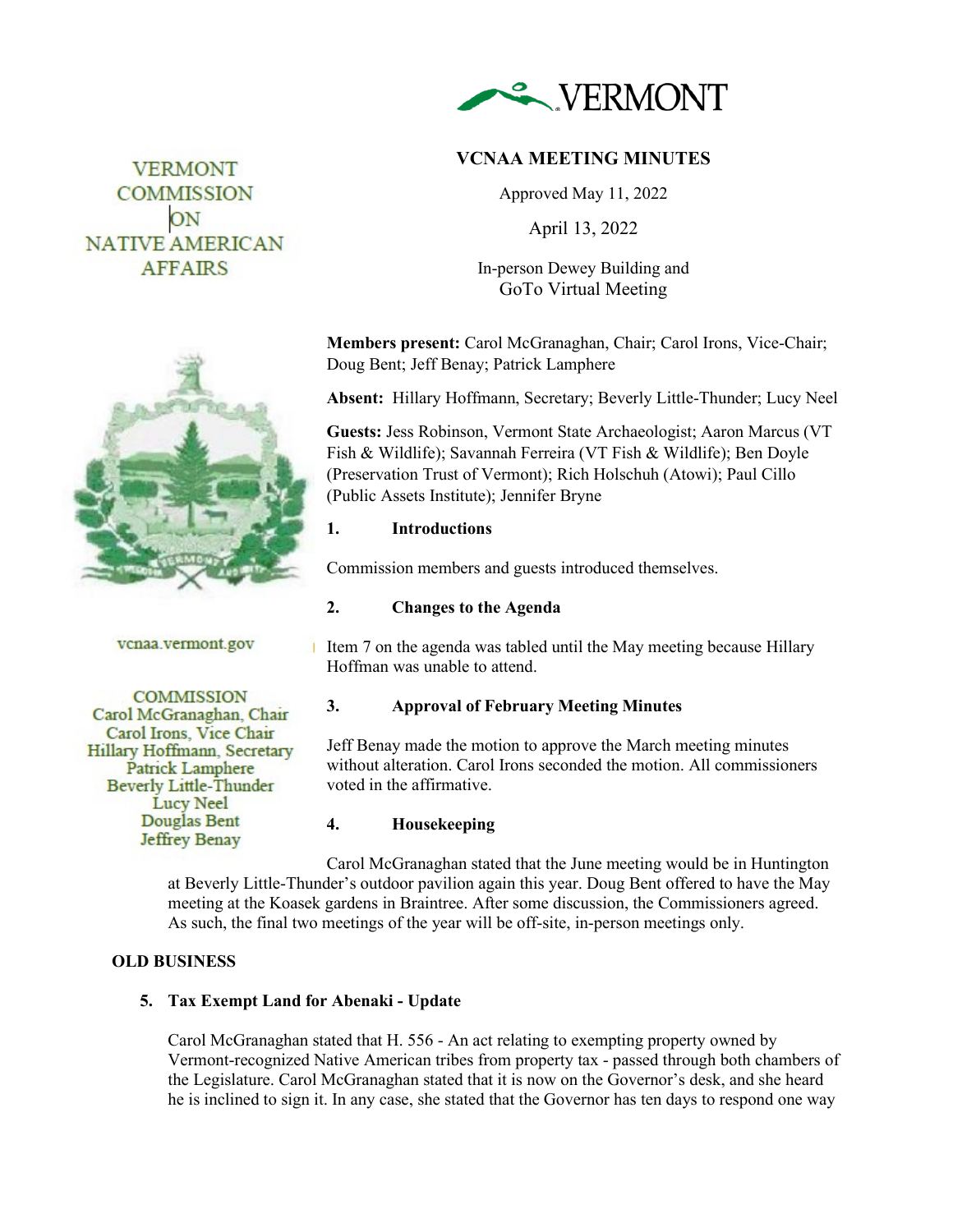VERMONT COMMISSION ON NATIVE AMERICAN AFFAIRS

VERMONT

# VCNAA MEETING MINUTES

Approved May 11, 2022

April 13, 2022

In-person Dewey Building and
GoTo Virtual Meeting

vcnaa.vermont.gov

COMMISSION
Carol McGranaghan, Chair
Carol Irons, Vice Chair
Hillary Hoffmann, Secretary
Patrick Lamphere
Beverly Little-Thunder
Lucy Neel
Douglas Bent
Jeffrey Benay

**Members present:** Carol McGranaghan, Chair; Carol Irons, Vice-Chair; Doug Bent; Jeff Benay; Patrick Lamphere

**Absent:** Hillary Hoffmann, Secretary; Beverly Little-Thunder; Lucy Neel

**Guests:** Jess Robinson, Vermont State Archaeologist; Aaron Marcus (VT Fish & Wildlife); Savannah Ferreira (VT Fish & Wildlife); Ben Doyle (Preservation Trust of Vermont); Rich Holschuh (Atowi); Paul Cillo (Public Assets Institute); Jennifer Bryne

## 1. Introductions

Commission members and guests introduced themselves.

## 2. Changes to the Agenda

Item 7 on the agenda was tabled until the May meeting because Hillary Hoffman was unable to attend.

## 3. Approval of February Meeting Minutes

Jeff Benay made the motion to approve the March meeting minutes without alteration. Carol Irons seconded the motion. All commissioners voted in the affirmative.

## 4. Housekeeping

Carol McGranaghan stated that the June meeting would be in Huntington at Beverly Little-Thunder's outdoor pavilion again this year. Doug Bent offered to have the May meeting at the Koasek gardens in Braintree. After some discussion, the Commissioners agreed. As such, the final two meetings of the year will be off-site, in-person meetings only.

## OLD BUSINESS

### 5. Tax Exempt Land for Abenaki - Update

Carol McGranaghan stated that H. 556 - An act relating to exempting property owned by Vermont-recognized Native American tribes from property tax - passed through both chambers of the Legislature. Carol McGranaghan stated that it is now on the Governor's desk, and she heard he is inclined to sign it. In any case, she stated that the Governor has ten days to respond one way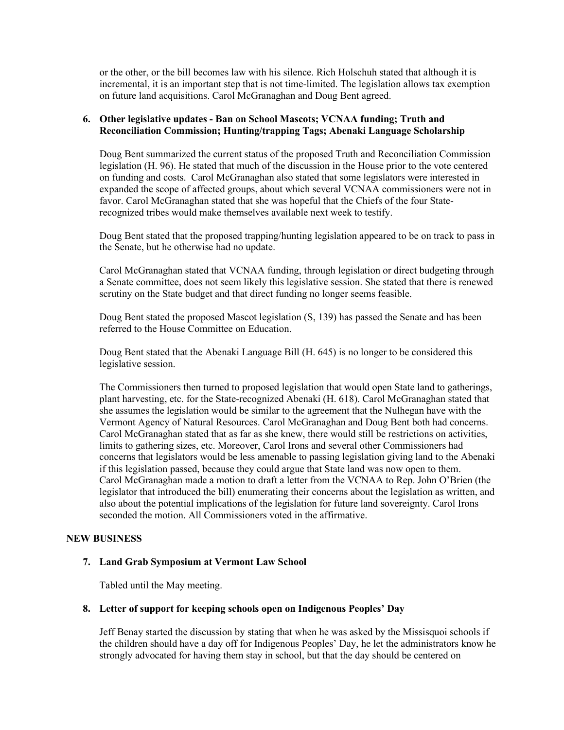or the other, or the bill becomes law with his silence. Rich Holschuh stated that although it is incremental, it is an important step that is not time-limited. The legislation allows tax exemption on future land acquisitions. Carol McGranaghan and Doug Bent agreed.

6. **Other legislative updates - Ban on School Mascots; VCNAA funding; Truth and Reconciliation Commission; Hunting/trapping Tags; Abenaki Language Scholarship**

   Doug Bent summarized the current status of the proposed Truth and Reconciliation Commission legislation (H. 96). He stated that much of the discussion in the House prior to the vote centered on funding and costs. Carol McGranaghan also stated that some legislators were interested in expanded the scope of affected groups, about which several VCNAA commissioners were not in favor. Carol McGranaghan stated that she was hopeful that the Chiefs of the four State-recognized tribes would make themselves available next week to testify.

   Doug Bent stated that the proposed trapping/hunting legislation appeared to be on track to pass in the Senate, but he otherwise had no update.

   Carol McGranaghan stated that VCNAA funding, through legislation or direct budgeting through a Senate committee, does not seem likely this legislative session. She stated that there is renewed scrutiny on the State budget and that direct funding no longer seems feasible.

   Doug Bent stated the proposed Mascot legislation (S, 139) has passed the Senate and has been referred to the House Committee on Education.

   Doug Bent stated that the Abenaki Language Bill (H. 645) is no longer to be considered this legislative session.

   The Commissioners then turned to proposed legislation that would open State land to gatherings, plant harvesting, etc. for the State-recognized Abenaki (H. 618). Carol McGranaghan stated that she assumes the legislation would be similar to the agreement that the Nulhegan have with the Vermont Agency of Natural Resources. Carol McGranaghan and Doug Bent both had concerns. Carol McGranaghan stated that as far as she knew, there would still be restrictions on activities, limits to gathering sizes, etc. Moreover, Carol Irons and several other Commissioners had concerns that legislators would be less amenable to passing legislation giving land to the Abenaki if this legislation passed, because they could argue that State land was now open to them. Carol McGranaghan made a motion to draft a letter from the VCNAA to Rep. John O'Brien (the legislator that introduced the bill) enumerating their concerns about the legislation as written, and also about the potential implications of the legislation for future land sovereignty. Carol Irons seconded the motion. All Commissioners voted in the affirmative.

## NEW BUSINESS

7. **Land Grab Symposium at Vermont Law School**

   Tabled until the May meeting.

8. **Letter of support for keeping schools open on Indigenous Peoples' Day**

   Jeff Benay started the discussion by stating that when he was asked by the Missisquoi schools if the children should have a day off for Indigenous Peoples' Day, he let the administrators know he strongly advocated for having them stay in school, but that the day should be centered on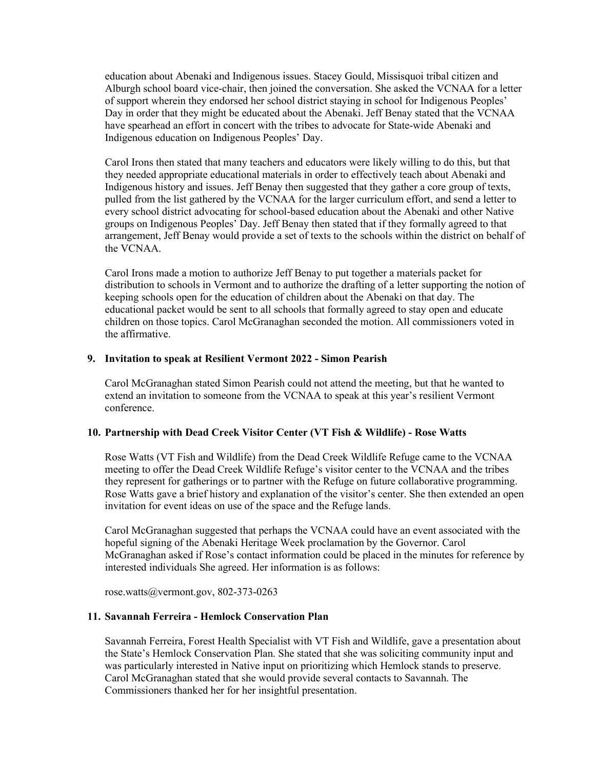education about Abenaki and Indigenous issues. Stacey Gould, Missisquoi tribal citizen and Alburgh school board vice-chair, then joined the conversation. She asked the VCNAA for a letter of support wherein they endorsed her school district staying in school for Indigenous Peoples' Day in order that they might be educated about the Abenaki. Jeff Benay stated that the VCNAA have spearhead an effort in concert with the tribes to advocate for State-wide Abenaki and Indigenous education on Indigenous Peoples' Day.

Carol Irons then stated that many teachers and educators were likely willing to do this, but that they needed appropriate educational materials in order to effectively teach about Abenaki and Indigenous history and issues. Jeff Benay then suggested that they gather a core group of texts, pulled from the list gathered by the VCNAA for the larger curriculum effort, and send a letter to every school district advocating for school-based education about the Abenaki and other Native groups on Indigenous Peoples' Day. Jeff Benay then stated that if they formally agreed to that arrangement, Jeff Benay would provide a set of texts to the schools within the district on behalf of the VCNAA.

Carol Irons made a motion to authorize Jeff Benay to put together a materials packet for distribution to schools in Vermont and to authorize the drafting of a letter supporting the notion of keeping schools open for the education of children about the Abenaki on that day. The educational packet would be sent to all schools that formally agreed to stay open and educate children on those topics. Carol McGranaghan seconded the motion. All commissioners voted in the affirmative.

## 9. Invitation to speak at Resilient Vermont 2022 - Simon Pearish

Carol McGranaghan stated Simon Pearish could not attend the meeting, but that he wanted to extend an invitation to someone from the VCNAA to speak at this year's resilient Vermont conference.

## 10. Partnership with Dead Creek Visitor Center (VT Fish & Wildlife) - Rose Watts

Rose Watts (VT Fish and Wildlife) from the Dead Creek Wildlife Refuge came to the VCNAA meeting to offer the Dead Creek Wildlife Refuge's visitor center to the VCNAA and the tribes they represent for gatherings or to partner with the Refuge on future collaborative programming. Rose Watts gave a brief history and explanation of the visitor's center. She then extended an open invitation for event ideas on use of the space and the Refuge lands.

Carol McGranaghan suggested that perhaps the VCNAA could have an event associated with the hopeful signing of the Abenaki Heritage Week proclamation by the Governor. Carol McGranaghan asked if Rose's contact information could be placed in the minutes for reference by interested individuals She agreed. Her information is as follows:

rose.watts@vermont.gov, 802-373-0263

## 11. Savannah Ferreira - Hemlock Conservation Plan

Savannah Ferreira, Forest Health Specialist with VT Fish and Wildlife, gave a presentation about the State's Hemlock Conservation Plan. She stated that she was soliciting community input and was particularly interested in Native input on prioritizing which Hemlock stands to preserve. Carol McGranaghan stated that she would provide several contacts to Savannah. The Commissioners thanked her for her insightful presentation.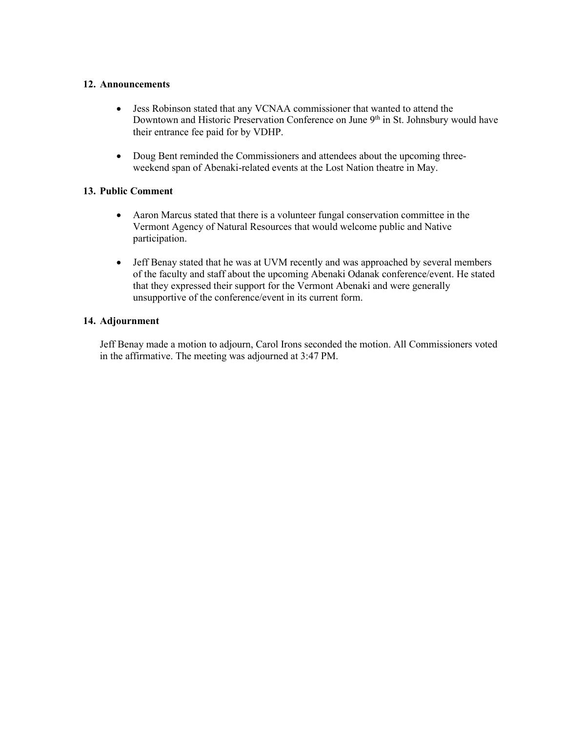## 12. Announcements

- Jess Robinson stated that any VCNAA commissioner that wanted to attend the Downtown and Historic Preservation Conference on June 9th in St. Johnsbury would have their entrance fee paid for by VDHP.

- Doug Bent reminded the Commissioners and attendees about the upcoming three-weekend span of Abenaki-related events at the Lost Nation theatre in May.

## 13. Public Comment

- Aaron Marcus stated that there is a volunteer fungal conservation committee in the Vermont Agency of Natural Resources that would welcome public and Native participation.

- Jeff Benay stated that he was at UVM recently and was approached by several members of the faculty and staff about the upcoming Abenaki Odanak conference/event. He stated that they expressed their support for the Vermont Abenaki and were generally unsupportive of the conference/event in its current form.

## 14. Adjournment

Jeff Benay made a motion to adjourn, Carol Irons seconded the motion. All Commissioners voted in the affirmative. The meeting was adjourned at 3:47 PM.